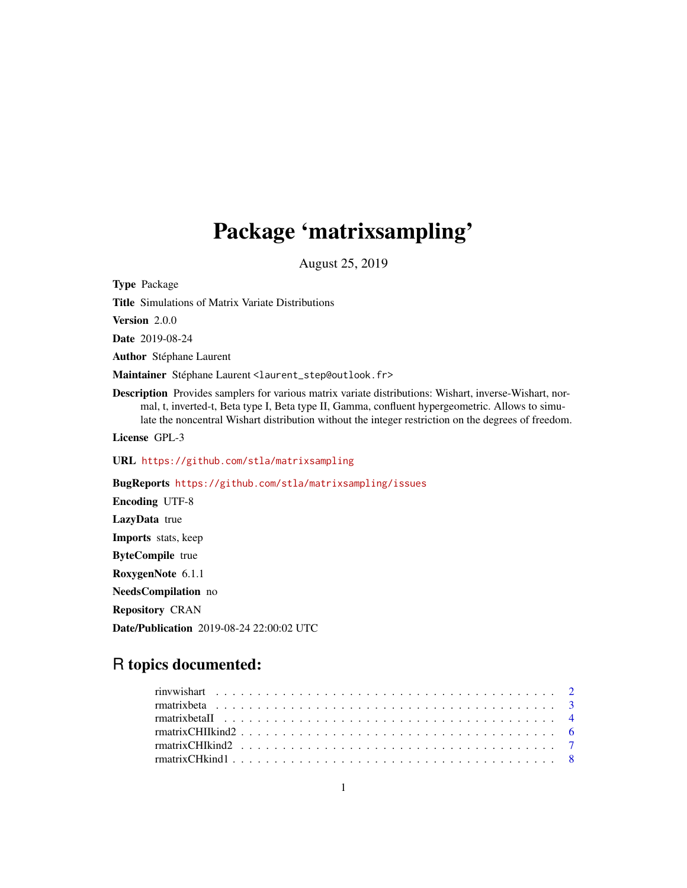# Package 'matrixsampling'

August 25, 2019

**Type** Package

**Title** Simulations of Matrix Variate Distributions

**Version** 2.0.0

**Date** 2019-08-24

**Author** Stéphane Laurent

**Maintainer** Stéphane Laurent <laurent_step@outlook.fr>

**Description** Provides samplers for various matrix variate distributions: Wishart, inverse-Wishart, normal, t, inverted-t, Beta type I, Beta type II, Gamma, confluent hypergeometric. Allows to simulate the noncentral Wishart distribution without the integer restriction on the degrees of freedom.

**License** GPL-3

**URL** https://github.com/stla/matrixsampling

**BugReports** https://github.com/stla/matrixsampling/issues

**Encoding** UTF-8

**LazyData** true

**Imports** stats, keep

**ByteCompile** true

**RoxygenNote** 6.1.1

**NeedsCompilation** no

**Repository** CRAN

**Date/Publication** 2019-08-24 22:00:02 UTC

## R topics documented:

- rinvwishart . . . . . . . . . . . . . . . . . . . . . . . . . . . . . . . . . . . . . . . . 2
- rmatrixbeta . . . . . . . . . . . . . . . . . . . . . . . . . . . . . . . . . . . . . . . . 3
- rmatrixbetaII . . . . . . . . . . . . . . . . . . . . . . . . . . . . . . . . . . . . . . . 4
- rmatrixCHIIkind2 . . . . . . . . . . . . . . . . . . . . . . . . . . . . . . . . . . . . 6
- rmatrixCHIkind2 . . . . . . . . . . . . . . . . . . . . . . . . . . . . . . . . . . . . . 7
- rmatrixCHkind1 . . . . . . . . . . . . . . . . . . . . . . . . . . . . . . . . . . . . . . 8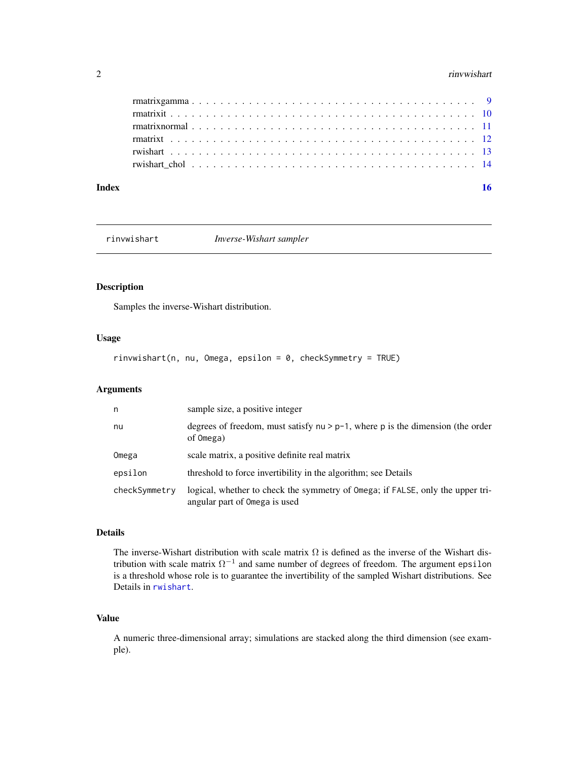rmatrixgamma . . . . . . . . . . . . . . . . . . . . . . . . . . . . . . . . . . . 9
rmatrixit . . . . . . . . . . . . . . . . . . . . . . . . . . . . . . . . . . . . . 10
rmatrixnormal . . . . . . . . . . . . . . . . . . . . . . . . . . . . . . . . . . . 11
rmatrixt . . . . . . . . . . . . . . . . . . . . . . . . . . . . . . . . . . . . . 12
rwishart . . . . . . . . . . . . . . . . . . . . . . . . . . . . . . . . . . . . . 13
rwishart_chol . . . . . . . . . . . . . . . . . . . . . . . . . . . . . . . . . . . 14

**Index** **16**

---

## rinvwishart *Inverse-Wishart sampler*

---

### Description

Samples the inverse-Wishart distribution.

### Usage

```
rinvwishart(n, nu, Omega, epsilon = 0, checkSymmetry = TRUE)
```

### Arguments

| | |
|---|---|
| n | sample size, a positive integer |
| nu | degrees of freedom, must satisfy nu > p-1, where p is the dimension (the order of Omega) |
| Omega | scale matrix, a positive definite real matrix |
| epsilon | threshold to force invertibility in the algorithm; see Details |
| checkSymmetry | logical, whether to check the symmetry of Omega; if FALSE, only the upper triangular part of Omega is used |

### Details

The inverse-Wishart distribution with scale matrix $\Omega$ is defined as the inverse of the Wishart distribution with scale matrix $\Omega^{-1}$ and same number of degrees of freedom. The argument epsilon is a threshold whose role is to guarantee the invertibility of the sampled Wishart distributions. See Details in rwishart.

### Value

A numeric three-dimensional array; simulations are stacked along the third dimension (see example).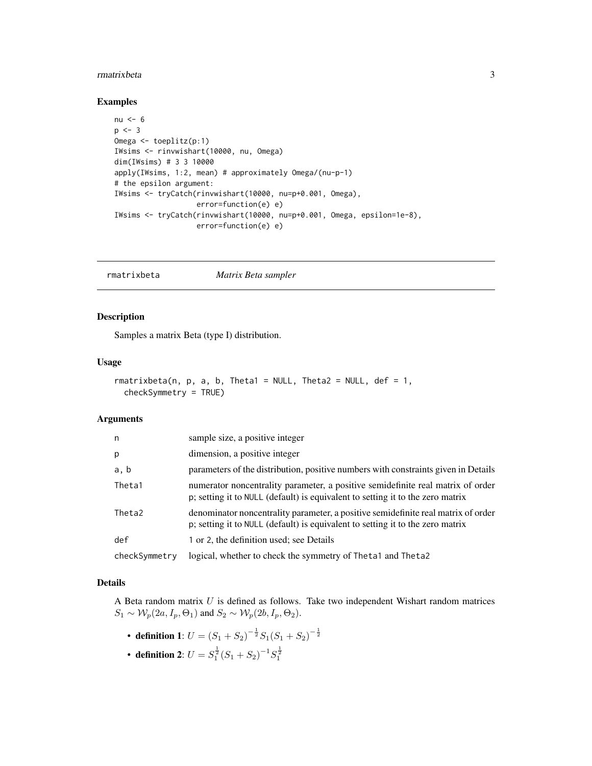### Examples

```
nu <- 6
p <- 3
Omega <- toeplitz(p:1)
IWsims <- rinvwishart(10000, nu, Omega)
dim(IWsims) # 3 3 10000
apply(IWsims, 1:2, mean) # approximately Omega/(nu-p-1)
# the epsilon argument:
IWsims <- tryCatch(rinvwishart(10000, nu=p+0.001, Omega),
                   error=function(e) e)
IWsims <- tryCatch(rinvwishart(10000, nu=p+0.001, Omega, epsilon=1e-8),
                   error=function(e) e)
```

---

## rmatrixbeta *Matrix Beta sampler*

### Description

Samples a matrix Beta (type I) distribution.

### Usage

```
rmatrixbeta(n, p, a, b, Theta1 = NULL, Theta2 = NULL, def = 1,
  checkSymmetry = TRUE)
```

### Arguments

| | |
|---|---|
| n | sample size, a positive integer |
| p | dimension, a positive integer |
| a, b | parameters of the distribution, positive numbers with constraints given in Details |
| Theta1 | numerator noncentrality parameter, a positive semidefinite real matrix of order p; setting it to NULL (default) is equivalent to setting it to the zero matrix |
| Theta2 | denominator noncentrality parameter, a positive semidefinite real matrix of order p; setting it to NULL (default) is equivalent to setting it to the zero matrix |
| def | 1 or 2, the definition used; see Details |
| checkSymmetry | logical, whether to check the symmetry of Theta1 and Theta2 |

### Details

A Beta random matrix $U$ is defined as follows. Take two independent Wishart random matrices $S_1 \sim \mathcal{W}_p(2a, I_p, \Theta_1)$ and $S_2 \sim \mathcal{W}_p(2b, I_p, \Theta_2)$.

- **definition 1**: $U = (S_1 + S_2)^{-\frac{1}{2}} S_1 (S_1 + S_2)^{-\frac{1}{2}}$
- **definition 2**: $U = S_1^{\frac{1}{2}} (S_1 + S_2)^{-1} S_1^{\frac{1}{2}}$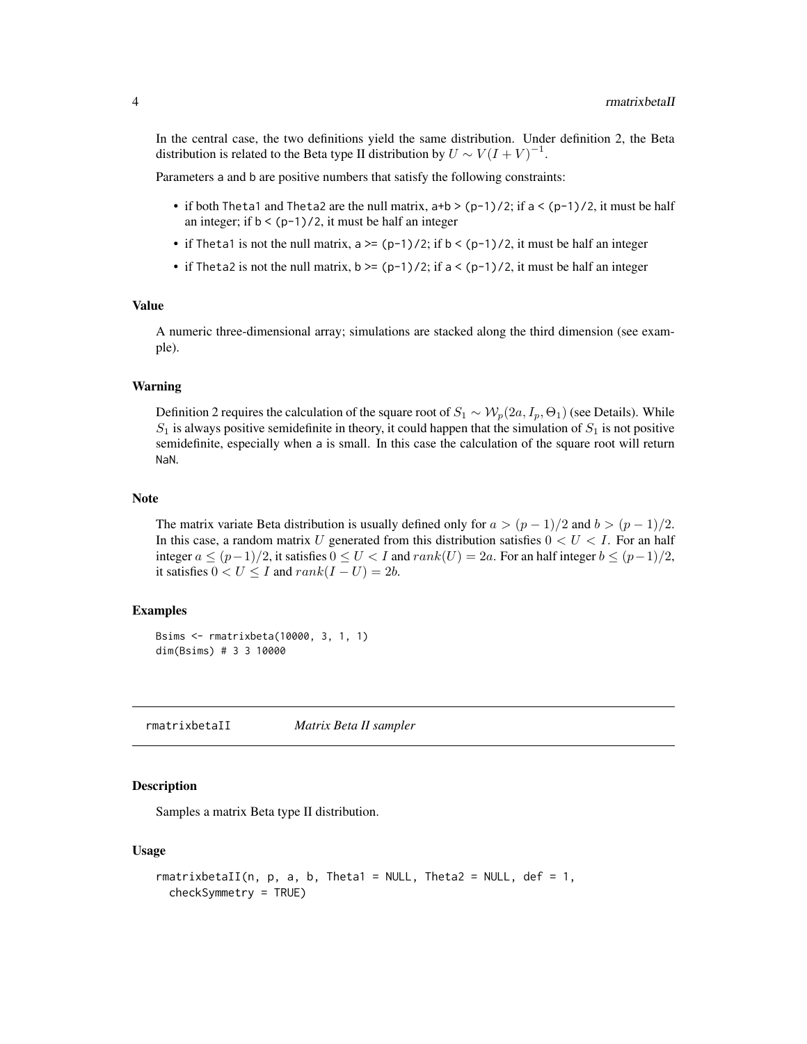In the central case, the two definitions yield the same distribution. Under definition 2, the Beta distribution is related to the Beta type II distribution by $U \sim V(I+V)^{-1}$.

Parameters a and b are positive numbers that satisfy the following constraints:

- if both Theta1 and Theta2 are the null matrix, a+b > (p-1)/2; if a < (p-1)/2, it must be half an integer; if b < (p-1)/2, it must be half an integer
- if Theta1 is not the null matrix, a >= (p-1)/2; if b < (p-1)/2, it must be half an integer
- if Theta2 is not the null matrix, b >= (p-1)/2; if a < (p-1)/2, it must be half an integer

### Value

A numeric three-dimensional array; simulations are stacked along the third dimension (see example).

### Warning

Definition 2 requires the calculation of the square root of $S_1 \sim \mathcal{W}_p(2a, I_p, \Theta_1)$ (see Details). While $S_1$ is always positive semidefinite in theory, it could happen that the simulation of $S_1$ is not positive semidefinite, especially when a is small. In this case the calculation of the square root will return NaN.

### Note

The matrix variate Beta distribution is usually defined only for $a > (p-1)/2$ and $b > (p-1)/2$. In this case, a random matrix $U$ generated from this distribution satisfies $0 < U < I$. For an half integer $a \leq (p-1)/2$, it satisfies $0 \leq U < I$ and $rank(U) = 2a$. For an half integer $b \leq (p-1)/2$, it satisfies $0 < U \leq I$ and $rank(I-U) = 2b$.

### Examples

```
Bsims <- rmatrixbeta(10000, 3, 1, 1)
dim(Bsims) # 3 3 10000
```

---

## rmatrixbetaII    *Matrix Beta II sampler*

### Description

Samples a matrix Beta type II distribution.

### Usage

```
rmatrixbetaII(n, p, a, b, Theta1 = NULL, Theta2 = NULL, def = 1,
  checkSymmetry = TRUE)
```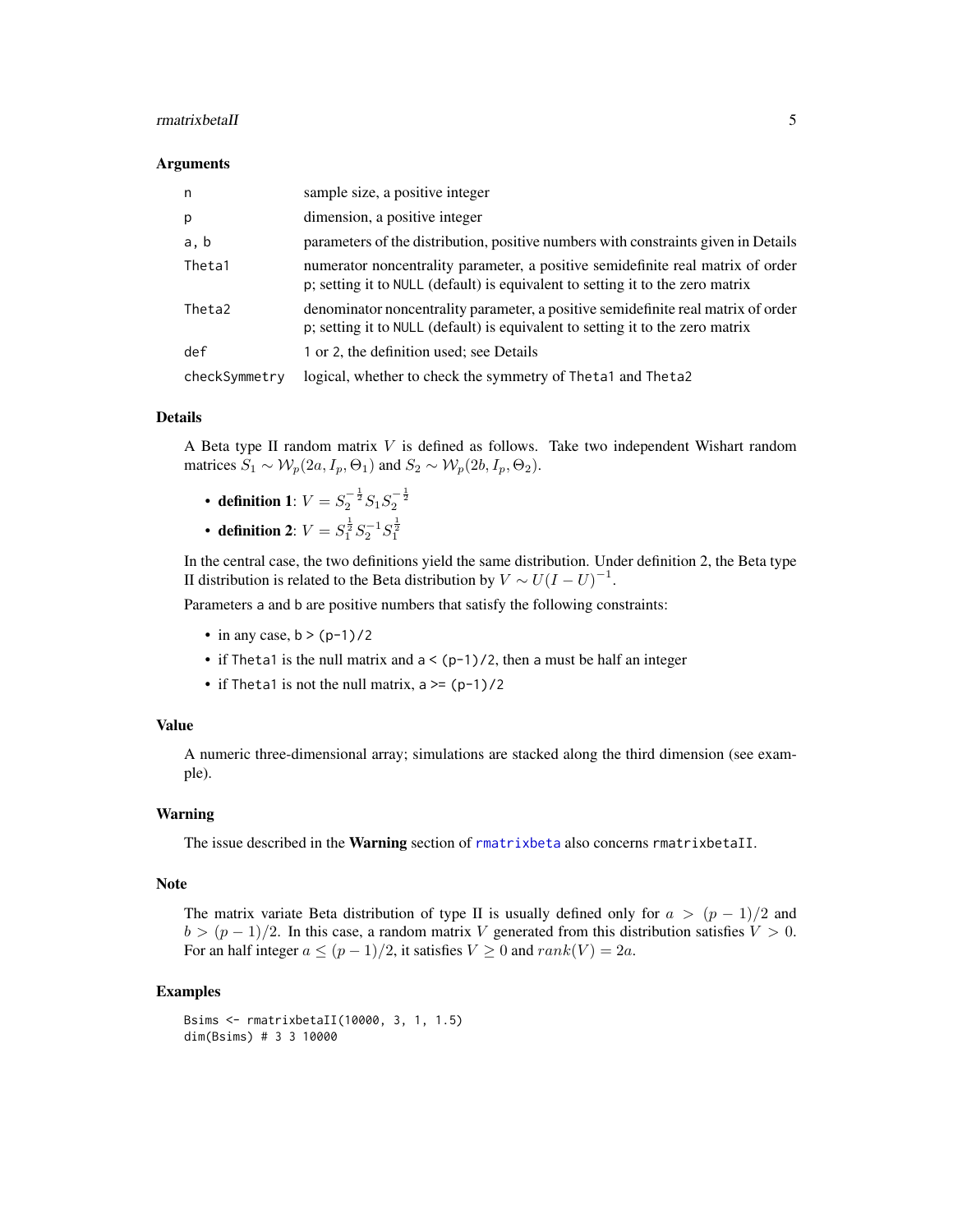### Arguments

| | |
|---|---|
| n | sample size, a positive integer |
| p | dimension, a positive integer |
| a, b | parameters of the distribution, positive numbers with constraints given in Details |
| Theta1 | numerator noncentrality parameter, a positive semidefinite real matrix of order p; setting it to NULL (default) is equivalent to setting it to the zero matrix |
| Theta2 | denominator noncentrality parameter, a positive semidefinite real matrix of order p; setting it to NULL (default) is equivalent to setting it to the zero matrix |
| def | 1 or 2, the definition used; see Details |
| checkSymmetry | logical, whether to check the symmetry of Theta1 and Theta2 |

### Details

A Beta type II random matrix $V$ is defined as follows. Take two independent Wishart random matrices $S_1 \sim \mathcal{W}_p(2a, I_p, \Theta_1)$ and $S_2 \sim \mathcal{W}_p(2b, I_p, \Theta_2)$.

- **definition 1**: $V = S_2^{-\frac{1}{2}} S_1 S_2^{-\frac{1}{2}}$
- **definition 2**: $V = S_1^{\frac{1}{2}} S_2^{-1} S_1^{\frac{1}{2}}$

In the central case, the two definitions yield the same distribution. Under definition 2, the Beta type II distribution is related to the Beta distribution by $V \sim U(I-U)^{-1}$.

Parameters a and b are positive numbers that satisfy the following constraints:

- in any case, b > (p-1)/2
- if Theta1 is the null matrix and a < (p-1)/2, then a must be half an integer
- if Theta1 is not the null matrix, a >= (p-1)/2

### Value

A numeric three-dimensional array; simulations are stacked along the third dimension (see example).

### Warning

The issue described in the **Warning** section of rmatrixbeta also concerns rmatrixbetaII.

### Note

The matrix variate Beta distribution of type II is usually defined only for $a > (p-1)/2$ and $b > (p-1)/2$. In this case, a random matrix $V$ generated from this distribution satisfies $V > 0$. For an half integer $a \leq (p-1)/2$, it satisfies $V \geq 0$ and $rank(V) = 2a$.

### Examples

```
Bsims <- rmatrixbetaII(10000, 3, 1, 1.5)
dim(Bsims) # 3 3 10000
```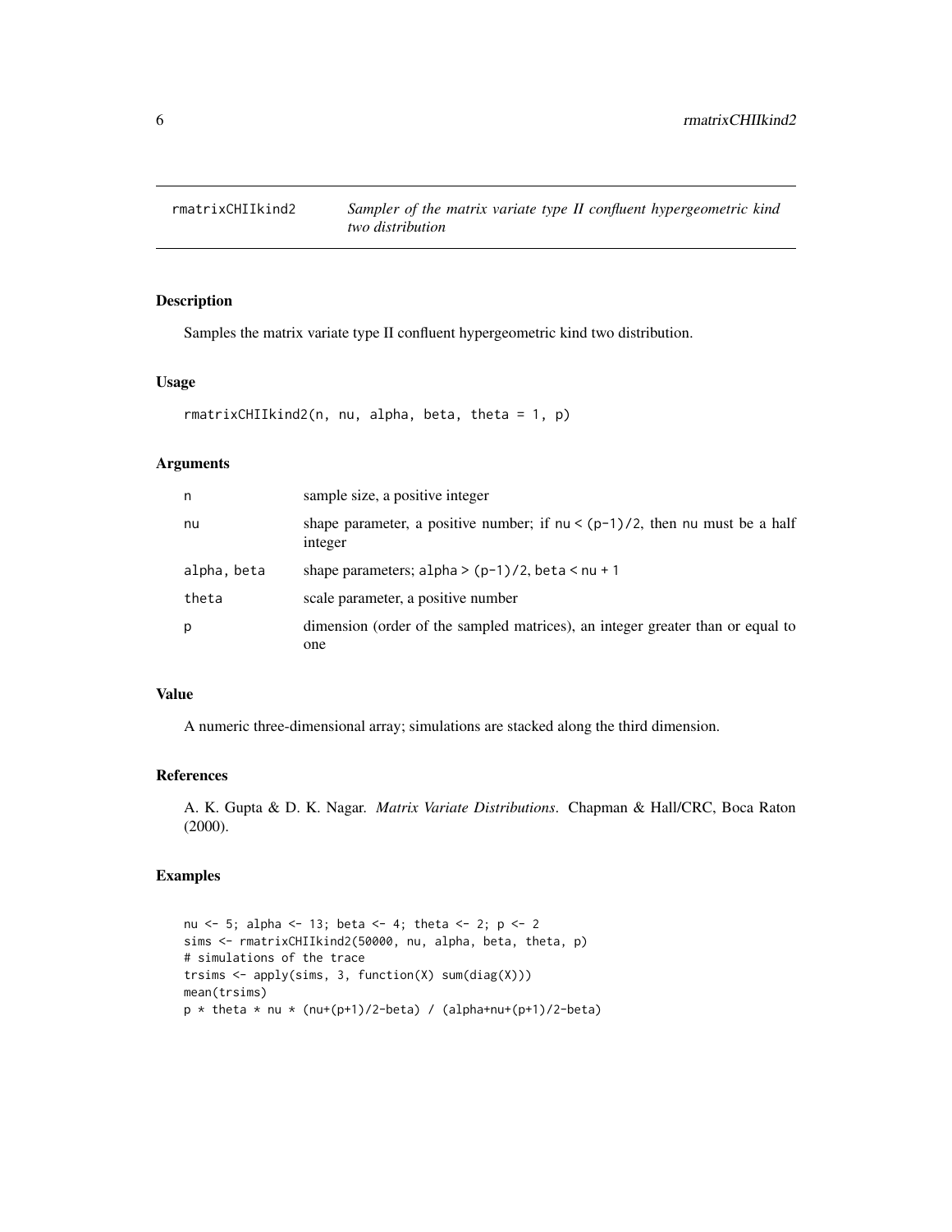## rmatrixCHIIkind2 — *Sampler of the matrix variate type II confluent hypergeometric kind two distribution*

### Description

Samples the matrix variate type II confluent hypergeometric kind two distribution.

### Usage

```
rmatrixCHIIkind2(n, nu, alpha, beta, theta = 1, p)
```

### Arguments

| | |
|---|---|
| n | sample size, a positive integer |
| nu | shape parameter, a positive number; if `nu < (p-1)/2`, then `nu` must be a half integer |
| alpha, beta | shape parameters; `alpha > (p-1)/2`, `beta < nu + 1` |
| theta | scale parameter, a positive number |
| p | dimension (order of the sampled matrices), an integer greater than or equal to one |

### Value

A numeric three-dimensional array; simulations are stacked along the third dimension.

### References

A. K. Gupta & D. K. Nagar. *Matrix Variate Distributions*. Chapman & Hall/CRC, Boca Raton (2000).

### Examples

```
nu <- 5; alpha <- 13; beta <- 4; theta <- 2; p <- 2
sims <- rmatrixCHIIkind2(50000, nu, alpha, beta, theta, p)
# simulations of the trace
trsims <- apply(sims, 3, function(X) sum(diag(X)))
mean(trsims)
p * theta * nu * (nu+(p+1)/2-beta) / (alpha+nu+(p+1)/2-beta)
```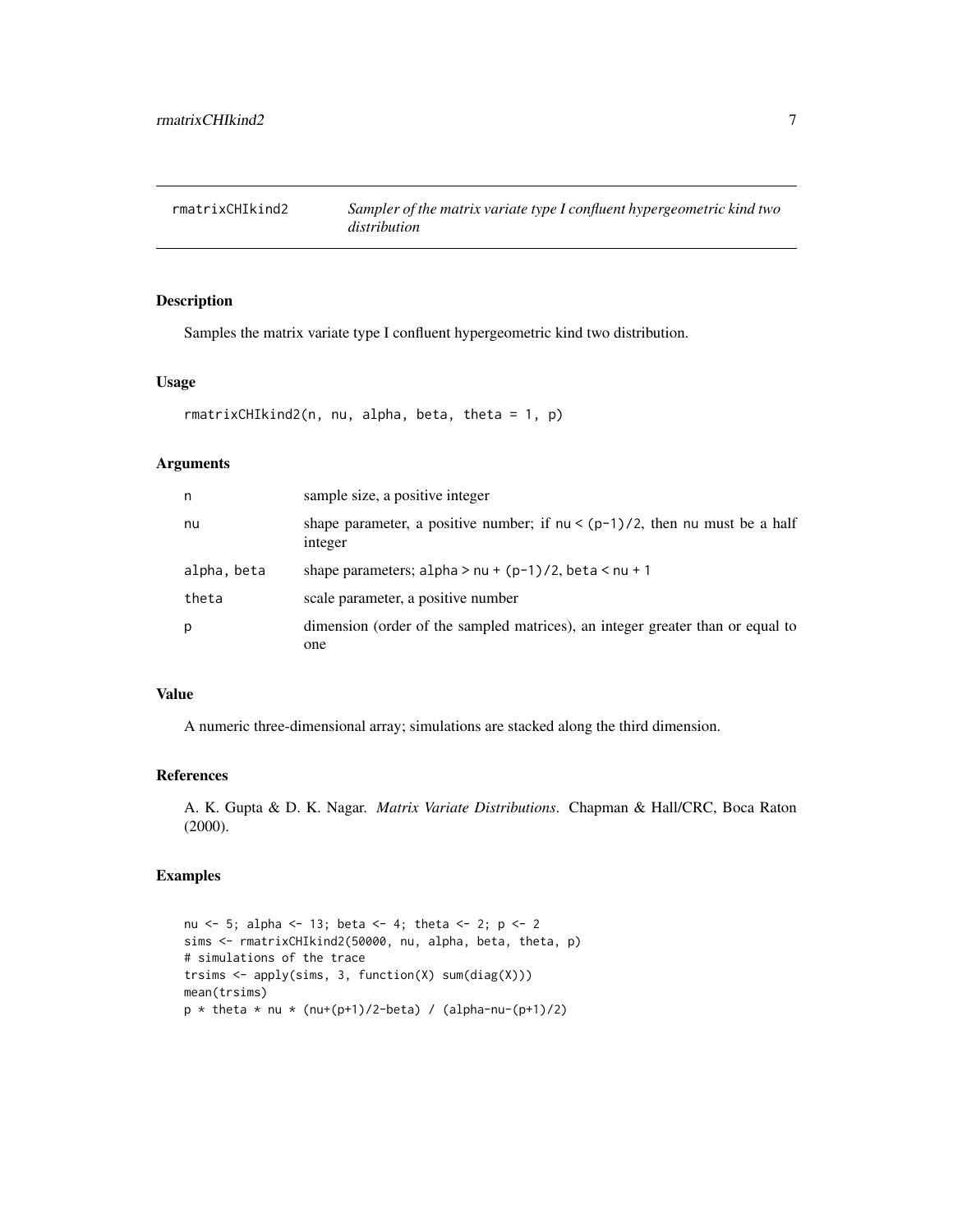# rmatrixCHIkind2 — *Sampler of the matrix variate type I confluent hypergeometric kind two distribution*

## Description

Samples the matrix variate type I confluent hypergeometric kind two distribution.

## Usage

```
rmatrixCHIkind2(n, nu, alpha, beta, theta = 1, p)
```

## Arguments

| | |
|---|---|
| n | sample size, a positive integer |
| nu | shape parameter, a positive number; if `nu < (p-1)/2`, then `nu` must be a half integer |
| alpha, beta | shape parameters; `alpha > nu + (p-1)/2`, `beta < nu + 1` |
| theta | scale parameter, a positive number |
| p | dimension (order of the sampled matrices), an integer greater than or equal to one |

## Value

A numeric three-dimensional array; simulations are stacked along the third dimension.

## References

A. K. Gupta & D. K. Nagar. *Matrix Variate Distributions*. Chapman & Hall/CRC, Boca Raton (2000).

## Examples

```
nu <- 5; alpha <- 13; beta <- 4; theta <- 2; p <- 2
sims <- rmatrixCHIkind2(50000, nu, alpha, beta, theta, p)
# simulations of the trace
trsims <- apply(sims, 3, function(X) sum(diag(X)))
mean(trsims)
p * theta * nu * (nu+(p+1)/2-beta) / (alpha-nu-(p+1)/2)
```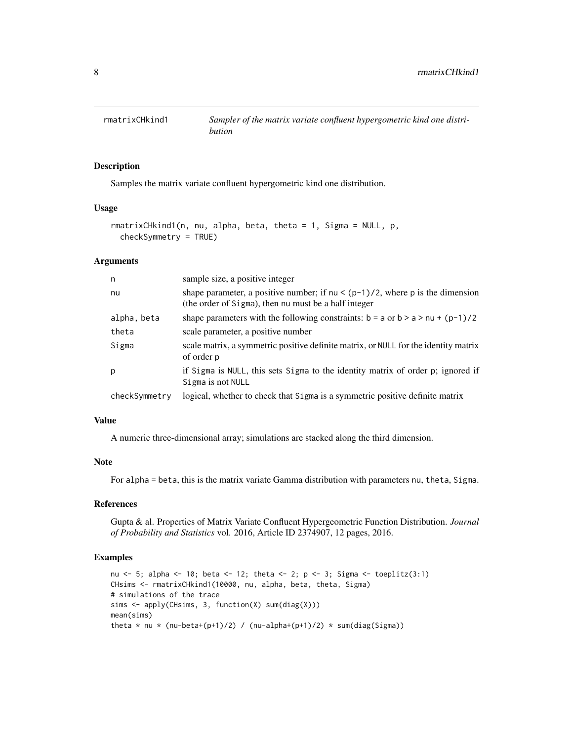# rmatrixCHkind1 — *Sampler of the matrix variate confluent hypergometric kind one distribution*

## Description

Samples the matrix variate confluent hypergometric kind one distribution.

## Usage

```
rmatrixCHkind1(n, nu, alpha, beta, theta = 1, Sigma = NULL, p,
  checkSymmetry = TRUE)
```

## Arguments

| | |
|---|---|
| n | sample size, a positive integer |
| nu | shape parameter, a positive number; if `nu < (p-1)/2`, where p is the dimension (the order of Sigma), then nu must be a half integer |
| alpha, beta | shape parameters with the following constraints: `b = a` or `b > a > nu + (p-1)/2` |
| theta | scale parameter, a positive number |
| Sigma | scale matrix, a symmetric positive definite matrix, or NULL for the identity matrix of order p |
| p | if Sigma is NULL, this sets Sigma to the identity matrix of order p; ignored if Sigma is not NULL |
| checkSymmetry | logical, whether to check that Sigma is a symmetric positive definite matrix |

## Value

A numeric three-dimensional array; simulations are stacked along the third dimension.

## Note

For alpha = beta, this is the matrix variate Gamma distribution with parameters nu, theta, Sigma.

## References

Gupta & al. Properties of Matrix Variate Confluent Hypergeometric Function Distribution. *Journal of Probability and Statistics* vol. 2016, Article ID 2374907, 12 pages, 2016.

## Examples

```
nu <- 5; alpha <- 10; beta <- 12; theta <- 2; p <- 3; Sigma <- toeplitz(3:1)
CHsims <- rmatrixCHkind1(10000, nu, alpha, beta, theta, Sigma)
# simulations of the trace
sims <- apply(CHsims, 3, function(X) sum(diag(X)))
mean(sims)
theta * nu * (nu-beta+(p+1)/2) / (nu-alpha+(p+1)/2) * sum(diag(Sigma))
```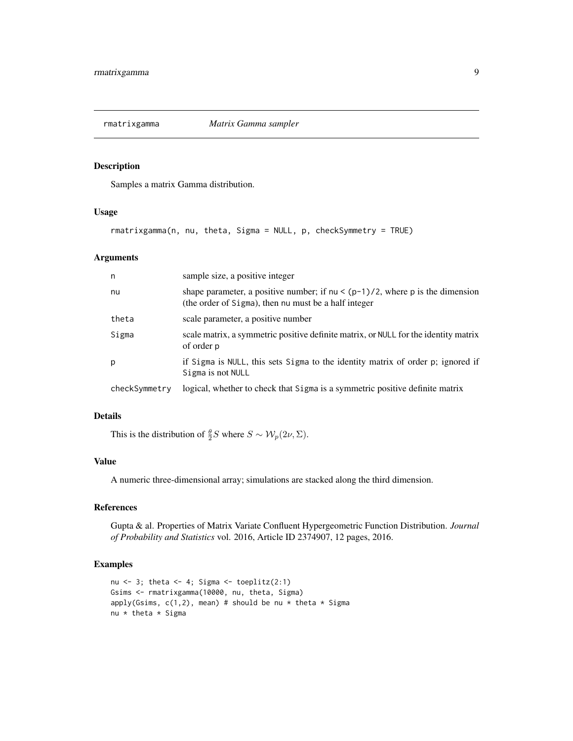# rmatrixgamma — *Matrix Gamma sampler*

## Description

Samples a matrix Gamma distribution.

## Usage

```
rmatrixgamma(n, nu, theta, Sigma = NULL, p, checkSymmetry = TRUE)
```

## Arguments

| | |
|---|---|
| n | sample size, a positive integer |
| nu | shape parameter, a positive number; if `nu < (p-1)/2`, where p is the dimension (the order of Sigma), then nu must be a half integer |
| theta | scale parameter, a positive number |
| Sigma | scale matrix, a symmetric positive definite matrix, or NULL for the identity matrix of order p |
| p | if Sigma is NULL, this sets Sigma to the identity matrix of order p; ignored if Sigma is not NULL |
| checkSymmetry | logical, whether to check that Sigma is a symmetric positive definite matrix |

## Details

This is the distribution of $\frac{\theta}{2}S$ where $S \sim \mathcal{W}_p(2\nu, \Sigma)$.

## Value

A numeric three-dimensional array; simulations are stacked along the third dimension.

## References

Gupta & al. Properties of Matrix Variate Confluent Hypergeometric Function Distribution. *Journal of Probability and Statistics* vol. 2016, Article ID 2374907, 12 pages, 2016.

## Examples

```
nu <- 3; theta <- 4; Sigma <- toeplitz(2:1)
Gsims <- rmatrixgamma(10000, nu, theta, Sigma)
apply(Gsims, c(1,2), mean) # should be nu * theta * Sigma
nu * theta * Sigma
```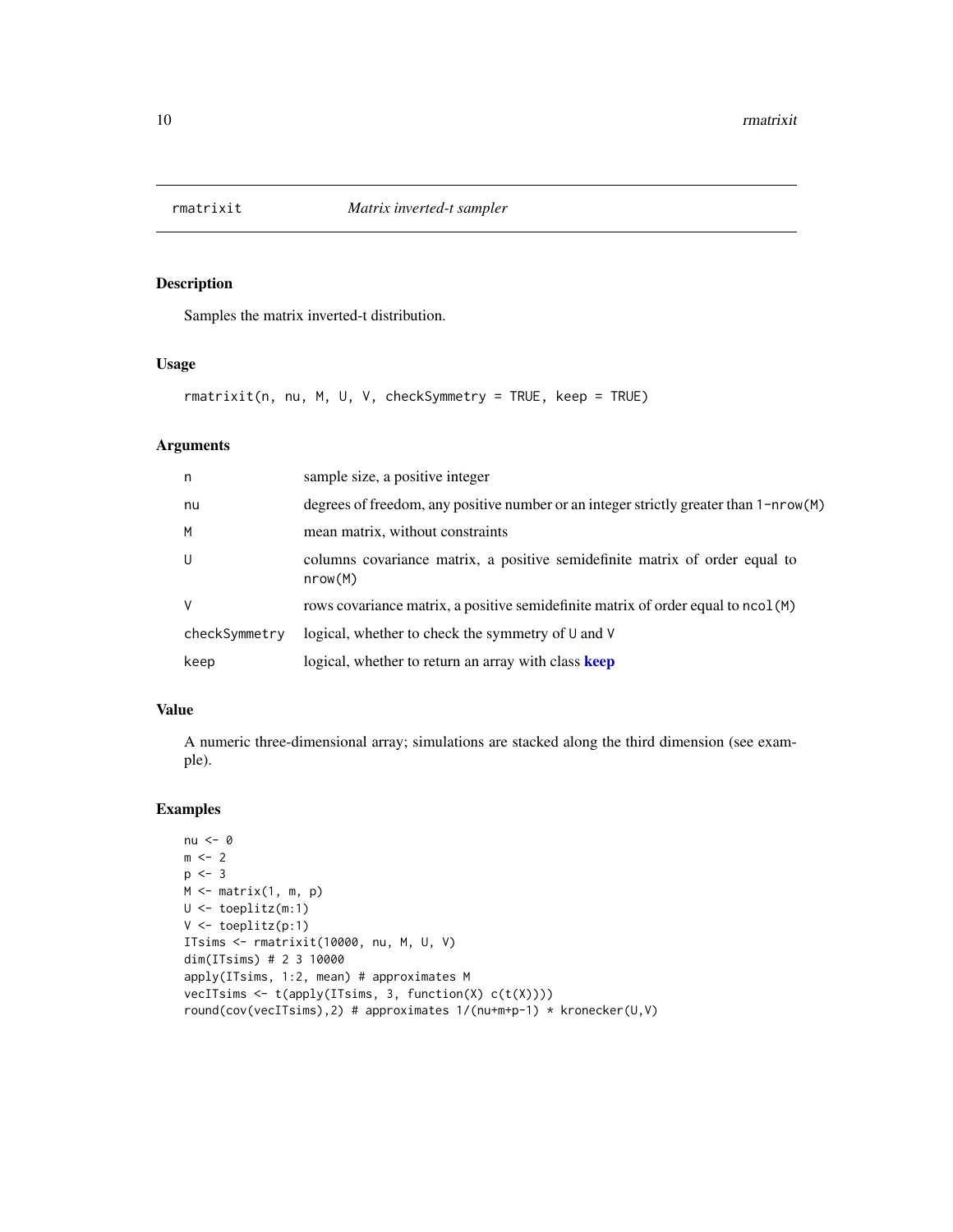## rmatrixit — *Matrix inverted-t sampler*

### Description

Samples the matrix inverted-t distribution.

### Usage

```
rmatrixit(n, nu, M, U, V, checkSymmetry = TRUE, keep = TRUE)
```

### Arguments

| | |
|---|---|
| `n` | sample size, a positive integer |
| `nu` | degrees of freedom, any positive number or an integer strictly greater than `1-nrow(M)` |
| `M` | mean matrix, without constraints |
| `U` | columns covariance matrix, a positive semidefinite matrix of order equal to `nrow(M)` |
| `V` | rows covariance matrix, a positive semidefinite matrix of order equal to `ncol(M)` |
| `checkSymmetry` | logical, whether to check the symmetry of `U` and `V` |
| `keep` | logical, whether to return an array with class **keep** |

### Value

A numeric three-dimensional array; simulations are stacked along the third dimension (see example).

### Examples

```
nu <- 0
m <- 2
p <- 3
M <- matrix(1, m, p)
U <- toeplitz(m:1)
V <- toeplitz(p:1)
ITsims <- rmatrixit(10000, nu, M, U, V)
dim(ITsims) # 2 3 10000
apply(ITsims, 1:2, mean) # approximates M
vecITsims <- t(apply(ITsims, 3, function(X) c(t(X))))
round(cov(vecITsims),2) # approximates 1/(nu+m+p-1) * kronecker(U,V)
```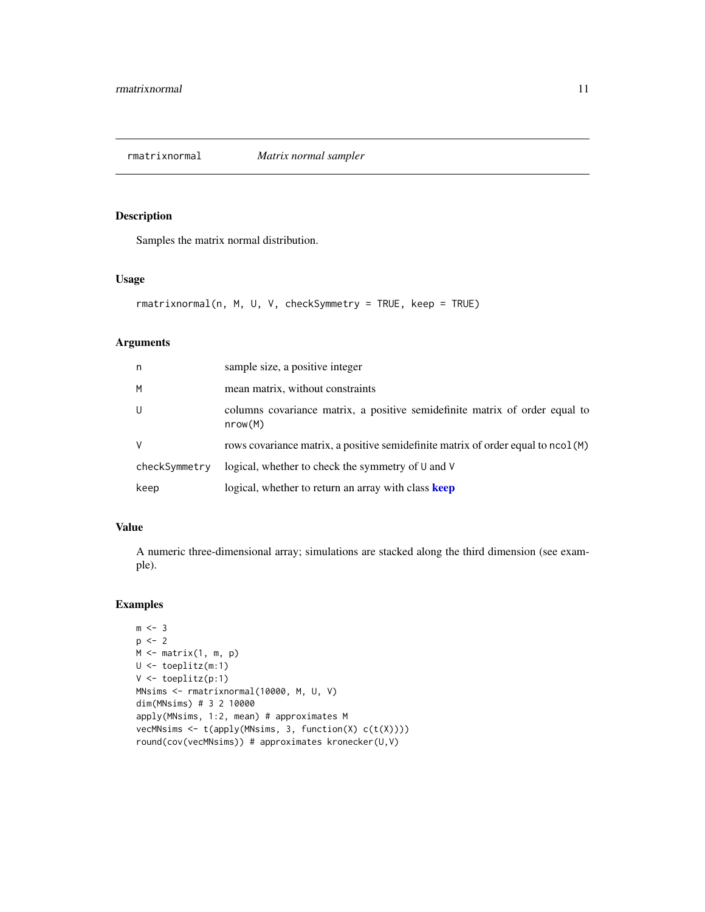## rmatrixnormal *Matrix normal sampler*

### Description

Samples the matrix normal distribution.

### Usage

```
rmatrixnormal(n, M, U, V, checkSymmetry = TRUE, keep = TRUE)
```

### Arguments

| | |
|---|---|
| n | sample size, a positive integer |
| M | mean matrix, without constraints |
| U | columns covariance matrix, a positive semidefinite matrix of order equal to `nrow(M)` |
| V | rows covariance matrix, a positive semidefinite matrix of order equal to `ncol(M)` |
| checkSymmetry | logical, whether to check the symmetry of `U` and `V` |
| keep | logical, whether to return an array with class **keep** |

### Value

A numeric three-dimensional array; simulations are stacked along the third dimension (see example).

### Examples

```
m <- 3
p <- 2
M <- matrix(1, m, p)
U <- toeplitz(m:1)
V <- toeplitz(p:1)
MNsims <- rmatrixnormal(10000, M, U, V)
dim(MNsims) # 3 2 10000
apply(MNsims, 1:2, mean) # approximates M
vecMNsims <- t(apply(MNsims, 3, function(X) c(t(X))))
round(cov(vecMNsims)) # approximates kronecker(U,V)
```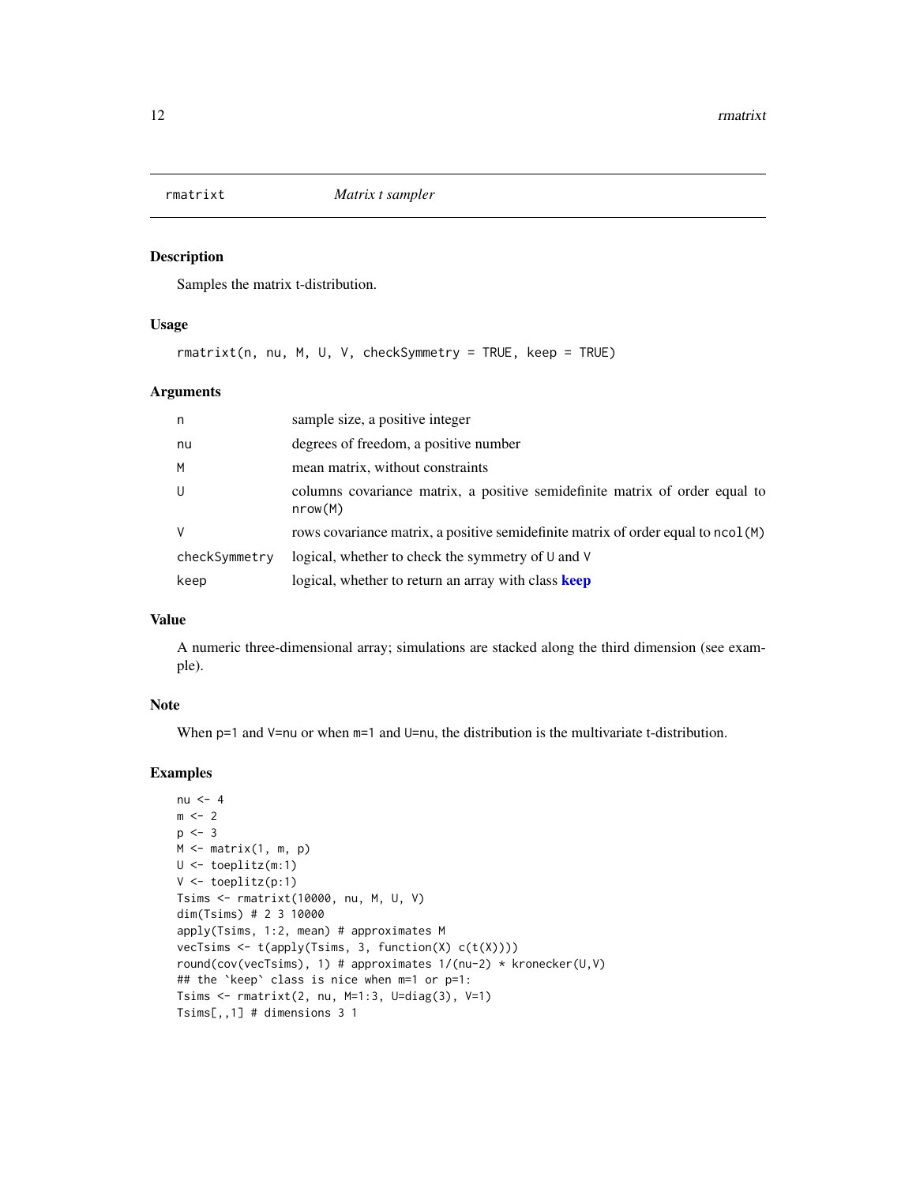# rmatrixt — *Matrix t sampler*

## Description

Samples the matrix t-distribution.

## Usage

```
rmatrixt(n, nu, M, U, V, checkSymmetry = TRUE, keep = TRUE)
```

## Arguments

| | |
|---|---|
| `n` | sample size, a positive integer |
| `nu` | degrees of freedom, a positive number |
| `M` | mean matrix, without constraints |
| `U` | columns covariance matrix, a positive semidefinite matrix of order equal to `nrow(M)` |
| `V` | rows covariance matrix, a positive semidefinite matrix of order equal to `ncol(M)` |
| `checkSymmetry` | logical, whether to check the symmetry of `U` and `V` |
| `keep` | logical, whether to return an array with class **keep** |

## Value

A numeric three-dimensional array; simulations are stacked along the third dimension (see example).

## Note

When `p=1` and `V=nu` or when `m=1` and `U=nu`, the distribution is the multivariate t-distribution.

## Examples

```
nu <- 4
m <- 2
p <- 3
M <- matrix(1, m, p)
U <- toeplitz(m:1)
V <- toeplitz(p:1)
Tsims <- rmatrixt(10000, nu, M, U, V)
dim(Tsims) # 2 3 10000
apply(Tsims, 1:2, mean) # approximates M
vecTsims <- t(apply(Tsims, 3, function(X) c(t(X))))
round(cov(vecTsims), 1) # approximates 1/(nu-2) * kronecker(U,V)
## the `keep` class is nice when m=1 or p=1:
Tsims <- rmatrixt(2, nu, M=1:3, U=diag(3), V=1)
Tsims[,,1] # dimensions 3 1
```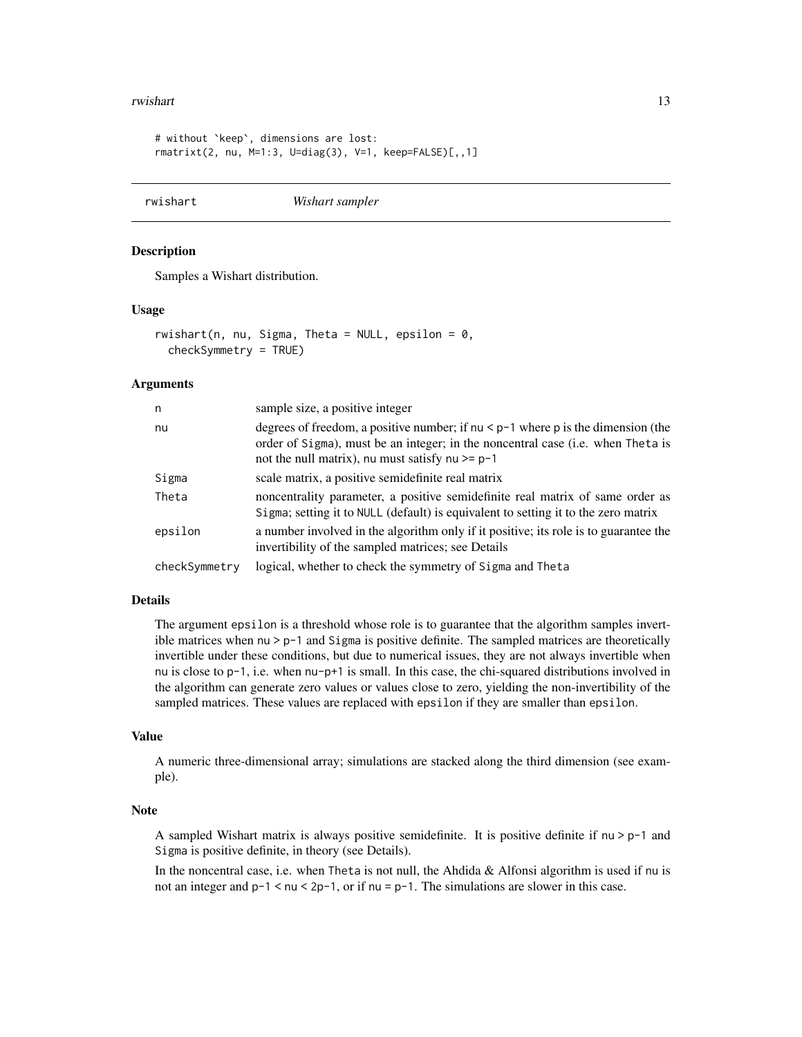```
# without `keep`, dimensions are lost:
rmatrixt(2, nu, M=1:3, U=diag(3), V=1, keep=FALSE)[,,1]
```

## rwishart *Wishart sampler*

### Description

Samples a Wishart distribution.

### Usage

```
rwishart(n, nu, Sigma, Theta = NULL, epsilon = 0,
  checkSymmetry = TRUE)
```

### Arguments

| | |
|---|---|
| n | sample size, a positive integer |
| nu | degrees of freedom, a positive number; if `nu < p-1` where `p` is the dimension (the order of `Sigma`), must be an integer; in the noncentral case (i.e. when `Theta` is not the null matrix), `nu` must satisfy `nu >= p-1` |
| Sigma | scale matrix, a positive semidefinite real matrix |
| Theta | noncentrality parameter, a positive semidefinite real matrix of same order as `Sigma`; setting it to `NULL` (default) is equivalent to setting it to the zero matrix |
| epsilon | a number involved in the algorithm only if it positive; its role is to guarantee the invertibility of the sampled matrices; see Details |
| checkSymmetry | logical, whether to check the symmetry of `Sigma` and `Theta` |

### Details

The argument `epsilon` is a threshold whose role is to guarantee that the algorithm samples invertible matrices when `nu > p-1` and `Sigma` is positive definite. The sampled matrices are theoretically invertible under these conditions, but due to numerical issues, they are not always invertible when `nu` is close to `p-1`, i.e. when `nu-p+1` is small. In this case, the chi-squared distributions involved in the algorithm can generate zero values or values close to zero, yielding the non-invertibility of the sampled matrices. These values are replaced with `epsilon` if they are smaller than `epsilon`.

### Value

A numeric three-dimensional array; simulations are stacked along the third dimension (see example).

### Note

A sampled Wishart matrix is always positive semidefinite. It is positive definite if `nu > p-1` and `Sigma` is positive definite, in theory (see Details).

In the noncentral case, i.e. when `Theta` is not null, the Ahdida & Alfonsi algorithm is used if `nu` is not an integer and `p-1 < nu < 2p-1`, or if `nu = p-1`. The simulations are slower in this case.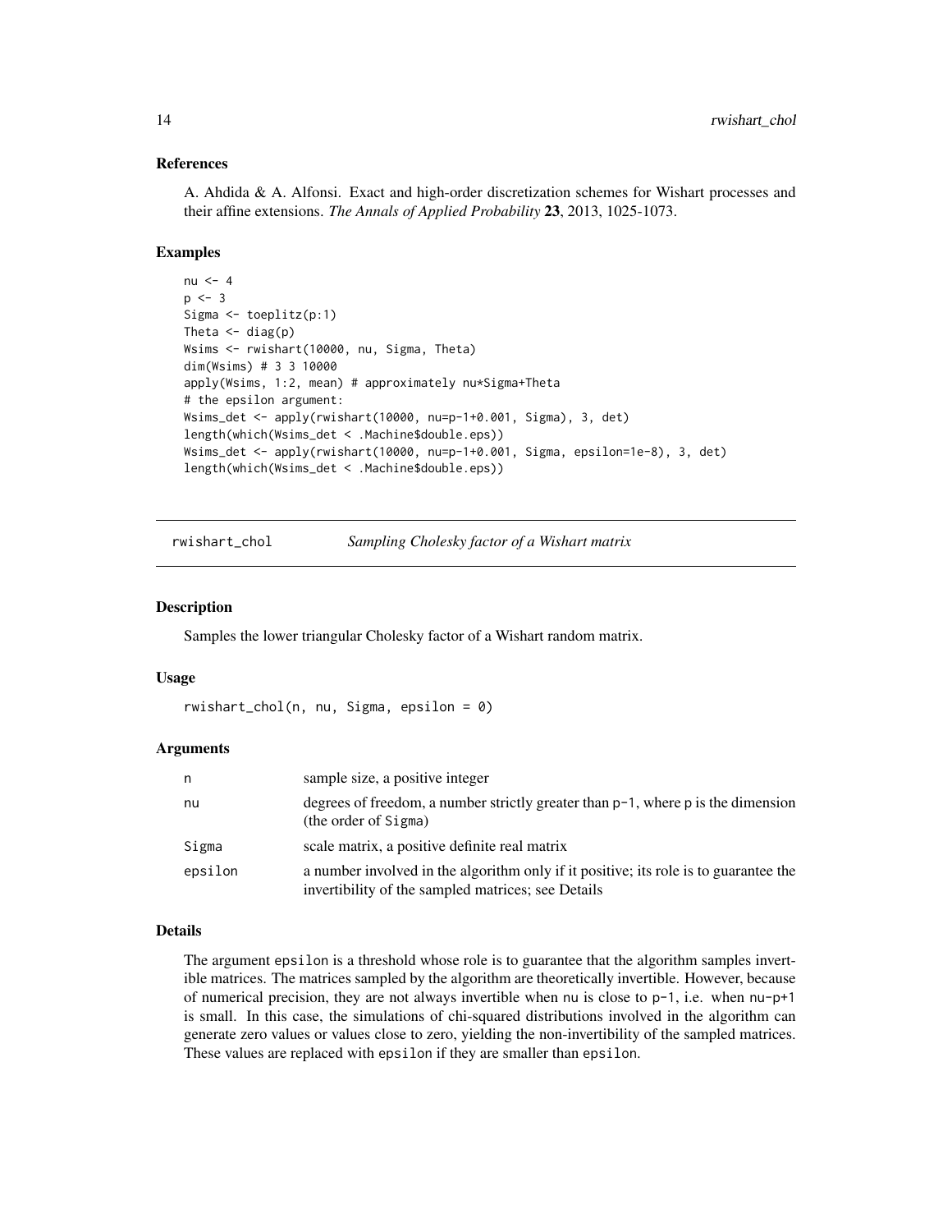### References

A. Ahdida & A. Alfonsi. Exact and high-order discretization schemes for Wishart processes and their affine extensions. *The Annals of Applied Probability* **23**, 2013, 1025-1073.

### Examples

```
nu <- 4
p <- 3
Sigma <- toeplitz(p:1)
Theta <- diag(p)
Wsims <- rwishart(10000, nu, Sigma, Theta)
dim(Wsims) # 3 3 10000
apply(Wsims, 1:2, mean) # approximately nu*Sigma+Theta
# the epsilon argument:
Wsims_det <- apply(rwishart(10000, nu=p-1+0.001, Sigma), 3, det)
length(which(Wsims_det < .Machine$double.eps))
Wsims_det <- apply(rwishart(10000, nu=p-1+0.001, Sigma, epsilon=1e-8), 3, det)
length(which(Wsims_det < .Machine$double.eps))
```

---

## rwishart_chol — *Sampling Cholesky factor of a Wishart matrix*

### Description

Samples the lower triangular Cholesky factor of a Wishart random matrix.

### Usage

```
rwishart_chol(n, nu, Sigma, epsilon = 0)
```

### Arguments

| | |
|---|---|
| n | sample size, a positive integer |
| nu | degrees of freedom, a number strictly greater than p-1, where p is the dimension (the order of Sigma) |
| Sigma | scale matrix, a positive definite real matrix |
| epsilon | a number involved in the algorithm only if it positive; its role is to guarantee the invertibility of the sampled matrices; see Details |

### Details

The argument epsilon is a threshold whose role is to guarantee that the algorithm samples invertible matrices. The matrices sampled by the algorithm are theoretically invertible. However, because of numerical precision, they are not always invertible when nu is close to p-1, i.e. when nu-p+1 is small. In this case, the simulations of chi-squared distributions involved in the algorithm can generate zero values or values close to zero, yielding the non-invertibility of the sampled matrices. These values are replaced with epsilon if they are smaller than epsilon.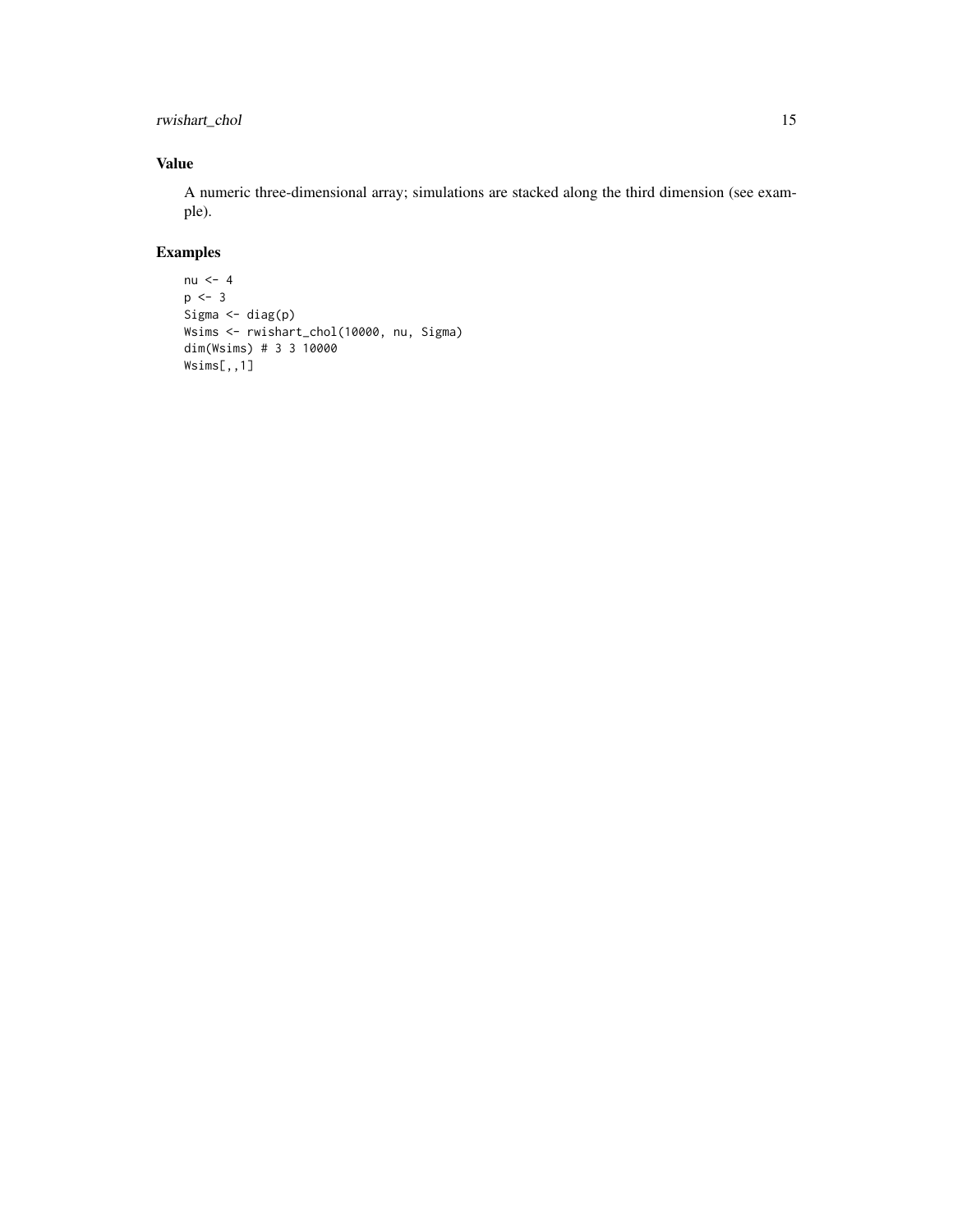## Value

A numeric three-dimensional array; simulations are stacked along the third dimension (see example).

## Examples

```
nu <- 4
p <- 3
Sigma <- diag(p)
Wsims <- rwishart_chol(10000, nu, Sigma)
dim(Wsims) # 3 3 10000
Wsims[,,1]
```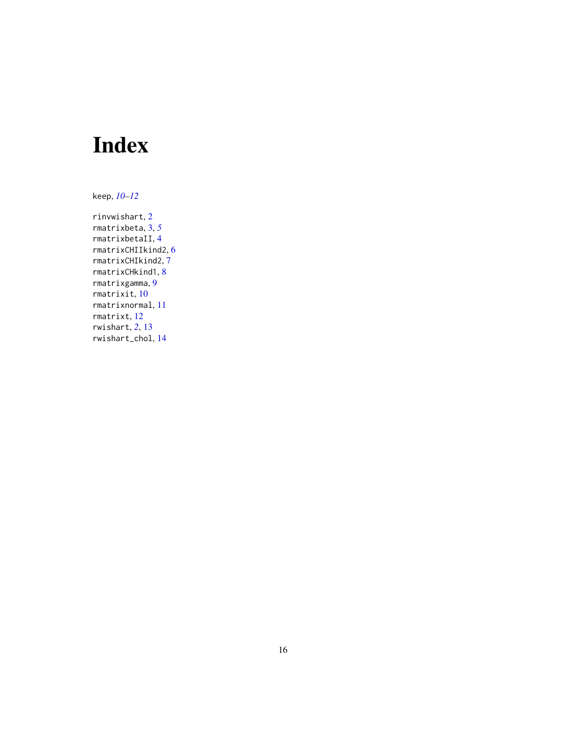# Index

keep, *10–12*

rinvwishart, 2
rmatrixbeta, 3, *5*
rmatrixbetaII, 4
rmatrixCHIIkind2, 6
rmatrixCHIkind2, 7
rmatrixCHkind1, 8
rmatrixgamma, 9
rmatrixit, 10
rmatrixnormal, 11
rmatrixt, 12
rwishart, *2*, 13
rwishart_chol, 14